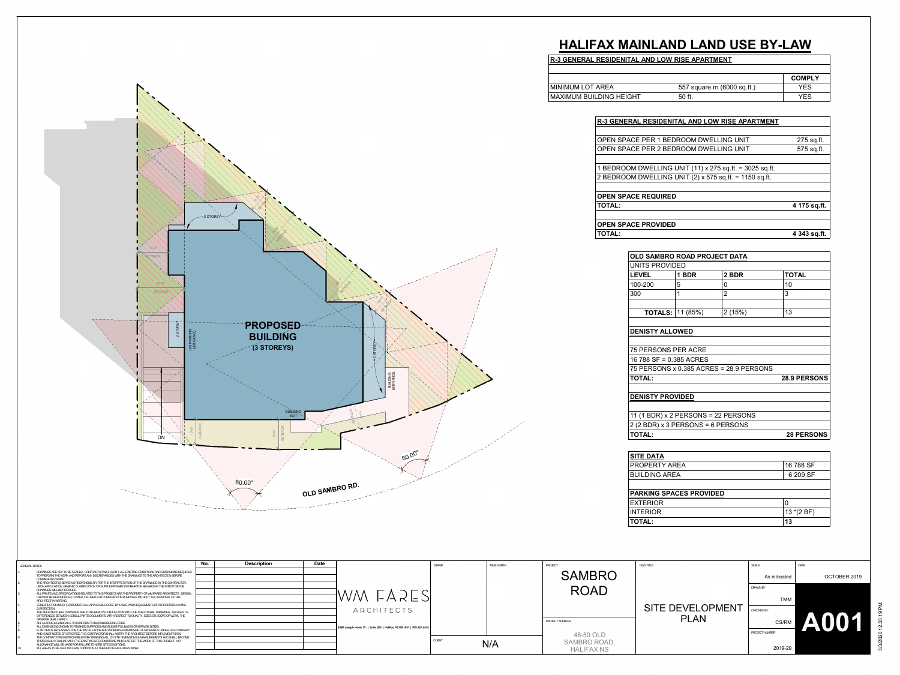# HALIFAX MAINLAND LAND USE BY-LAW

| R-3 GENERAL RESIDENITAL AND LOW RISE APARTMENT | | |
|---|---|---|
| | | COMPLY |
| MINIMUM LOT AREA | 557 square m (6000 sq.ft.) | YES |
| MAXIMUM BUILDING HEIGHT | 50 ft. | YES |

| R-3 GENERAL RESIDENITAL AND LOW RISE APARTMENT | |
|---|---|
| OPEN SPACE PER 1 BEDROOM DWELLING UNIT | 275 sq.ft. |
| OPEN SPACE PER 2 BEDROOM DWELLING UNIT | 575 sq.ft. |
| 1 BEDROOM DWELLING UNIT (11) x 275 sq.ft. = 3025 sq.ft. | |
| 2 BEDROOM DWELLING UNIT (2) x 575 sq.ft. = 1150 sq.ft. | |
| **OPEN SPACE REQUIRED** | |
| **TOTAL:** | **4 175 sq.ft.** |
| **OPEN SPACE PROVIDED** | |
| **TOTAL:** | **4 343 sq.ft.** |

| OLD SAMBRO ROAD PROJECT DATA | | | |
|---|---|---|---|
| UNITS PROVIDED | | | |
| LEVEL | 1 BDR | 2 BDR | TOTAL |
| 100-200 | 5 | 0 | 10 |
| 300 | 1 | 2 | 3 |
| TOTALS: | 11 (85%) | 2 (15%) | 13 |

| DENISTY ALLOWED | |
|---|---|
| 75 PERSONS PER ACRE | |
| 16 788 SF = 0.385 ACRES | |
| 75 PERSONS x 0.385 ACRES = 28.9 PERSONS | |
| **TOTAL:** | **28.9 PERSONS** |

| DENISTY PROVIDED | |
|---|---|
| 11 (1 BDR) x 2 PERSONS = 22 PERSONS | |
| 2 (2 BDR) x 3 PERSONS = 6 PERSONS | |
| **TOTAL:** | **28 PERSONS** |

| SITE DATA | |
|---|---|
| PROPERTY AREA | 16 788 SF |
| BUILDING AREA | 6 209 SF |
| **PARKING SPACES PROVIDED** | |
| EXTERIOR | 0 |
| INTERIOR | 13 *(2 BF) |
| **TOTAL:** | **13** |

PROPOSED BUILDING (3 STOREYS)

2 STOREY

U/G PARKING ENTRANCE

BUILDING ENTRANCE

BUILDING EXIT

DN

80.00°

80.00°

OLD SAMBRO RD.

GENERAL NOTES

1. DRAWINGS ARE NOT TO BE SCALED. CONTRACTOR WILL VERIFY ALL EXISTING CONDITIONS AND DIMENSIONS REQUIRED TO PERFORM THE WORK AND REPORT ANY DISCREPANCIES WITH THE DRAWINGS TO THE ARCHITECT(S) BEFORE COMMENCING WORK.
2. THE ARCHITECT(S) BEARS NO RESPONSIBILITY FOR THE INTERPRETATION OF THE DRAWINGS BY THE CONTRACTOR. UPON APPLICATION, GRAPHIC CLARIFICATION OR SUPPLEMENTARY INFORMATION REGARDING THE INTENT OF THE DRAWINGS WILL BE PROVIDED.
3. ALL PRINTS AND SPECIFICATIONS RELATED TO THIS PROJECT ARE THE PROPERTY OF WM FARES ARCHITECTS. DESIGN CAN NOT BE REPRODUCED, COPIED, OR USED FOR CONSTRUCTION PURPOSES WITHOUT THE APPROVAL OF THE ARCHITECT IN WRITING.
4. CONSTRUCTION MUST CONFORM TO ALL APPLICABLE CODE, BY-LAWS, AND REQUIREMENTS OF AUTHORITIES HAVING JURISDICTION.
5. THE ARCHITECTURAL DRAWINGS ARE TO BE READ IN CONJUNCTION WITH THE STRUCTURAL DRAWINGS. IN CASES OF DIFFERENCES BETWEEN CONSULTANTS' DOCUMENTS WITH RESPECT TO QUALITY, SIZES OR SCOPE OF WORK, THE GREATER SHALL APPLY.
6. ALL GUARDS & HANDRAILS TO CONFORM TO NATION BUILDING CODE.
7. ALL DIMENSIONS SHOWN TO FINISHED SURFACES AND ELEMENTS UNLESS OTHERWISE NOTED.
8. IF AN ITEM IS NECESSARY FOR THE INSTALLATION AND PROPER WORKMANSHIP OF MATERIALS UNDER THIS CONTRACT AND IS NOT NOTED OR SPECIFIED, THE CONTRACTOR SHALL NOTIFY THE ARCHITECT BEFORE IMPLEMENTATION.
9. THE CONTRACTOR IS RESPONSIBLE FOR OBTAINING ALL ON SITE DIMENSIONS & MEASUREMENTS AND SHALL BECOME THOROUGHLY FAMILIAR WITH THE EXISTING SITE CONDITIONS WHICH AFFECT THE WORK OF THIS PROJECT. NO ALLOWANCE WILL BE MADE FOR FAILURE TO NOTE SITE CONDITIONS.
10. ALL AREAS TO BE LEFT IN CLEAN CONDITION AT THE END OF EACH DAYS WORK.

| No. | Description | Date |
|---|---|---|

WM FARES ARCHITECTS

3480 Joseph Howe Dr. | Suite 500 | Halifax, NS B3L 4H7 | 902.457.6676

STAMP

TRUE NORTH

CLIENT: N/A

PROJECT: SAMBRO ROAD

PROJECT ADDRESS: 48-50 OLD SAMBRO ROAD, HALIFAX NS

DWG TITLE: SITE DEVELOPMENT PLAN

SCALE: As indicated

DATE: OCTOBER 2019

DRAWN BY: TMM

CHECKED BY: CS/RM

PROJECT NUMBER: 2019-29

A001

3/3/2020 12:33:19 PM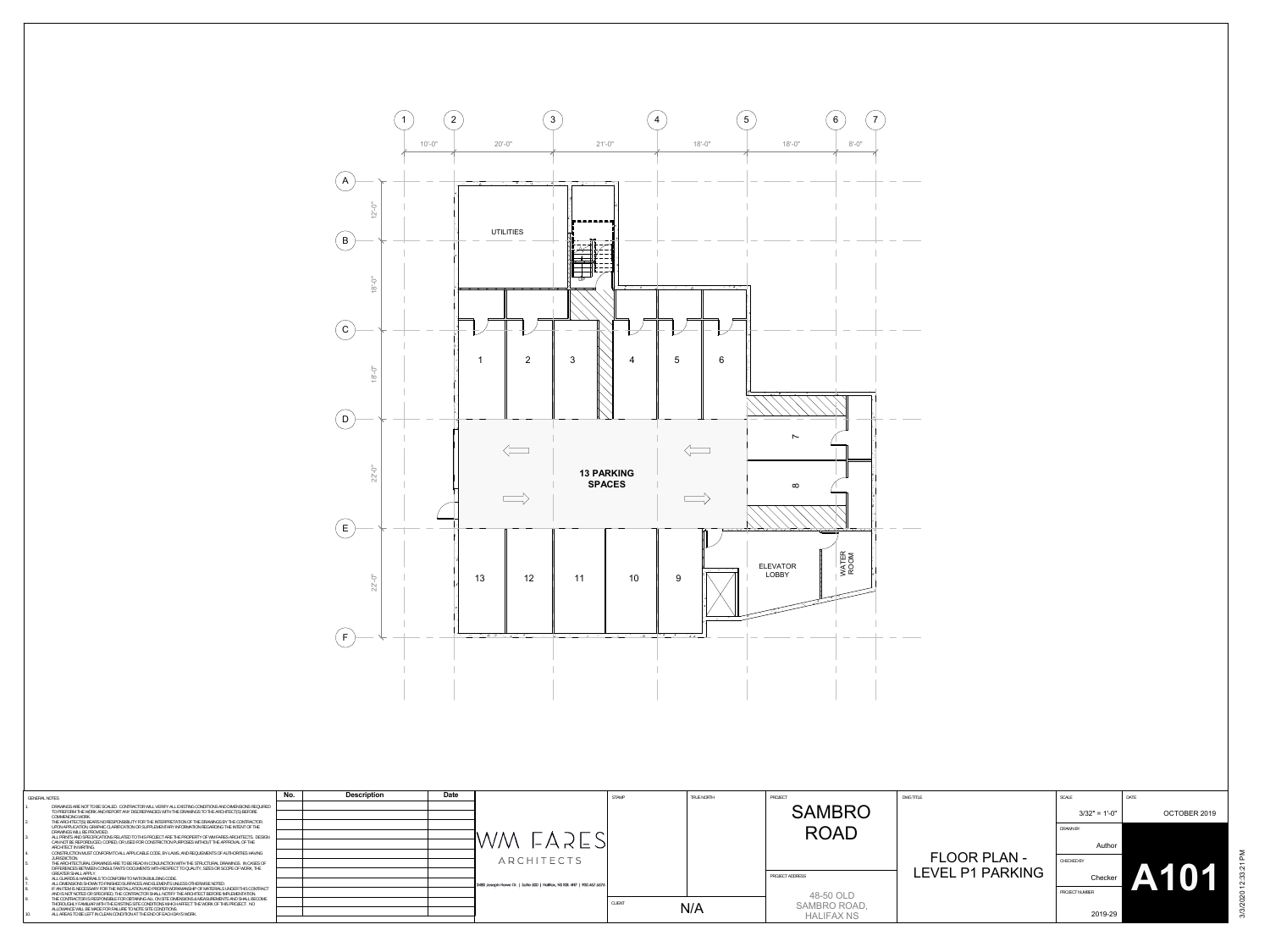## FLOOR PLAN - LEVEL P1 PARKING

Grid lines: 1, 2, 3, 4, 5, 6, 7 — dimensions: 10'-0", 20'-0", 21'-0", 18'-0", 18'-0", 8'-0"

Grid lines: A, B, C, D, E, F — dimensions: 12'-0", 18'-0", 18'-0", 22'-0", 22'-0"

UTILITIES

1 2 3 4 5 6

7

8

**13 PARKING SPACES**

13 12 11 10 9

ELEVATOR LOBBY

WATER ROOM

---

GENERAL NOTES

1. DRAWINGS ARE NOT TO BE SCALED. CONTRACTOR WILL VERIFY ALL EXISTING CONDITIONS AND DIMENSIONS REQUIRED TO PREFORM THE WORK AND REPORT ANY DISCREPANCIES WITH THE DRAWINGS TO THE ARCHITECT(S) BEFORE COMMENCING WORK.
2. THE ARCHITECT(S) BEARS NO RESPONSIBILITY FOR THE INTERPRETATION OF THE DRAWINGS BY THE CONTRACTOR. UPON APPLICATION, GRAPHIC CLARIFICATION OR SUPPLEMENTARY INFORMATION REGARDING THE INTENT OF THE DRAWINGS WILL BE PROVIDED.
3. ALL PRINTS AND SPECIFICATIONS RELATED TO THIS PROJECT ARE THE PROPERTY OF WM FARES ARCHITECTS. DESIGN CAN NOT BE REPRODUCED, COPIED, OR USED FOR CONSTRUCTION PURPOSES WITHOUT THE APPROVAL OF THE ARCHITECT IN WRITING.
4. CONSTRUCTION MUST CONFORM TO ALL APPLICABLE CODE, BY-LAWS, AND REQUIREMENTS OF AUTHORITIES HAVING JURISDICTION.
5. THE ARCHITECTURAL DRAWINGS ARE TO BE READ IN CONJUNCTION WITH THE STRUCTURAL DRAWINGS. IN CASES OF DIFFERENCES BETWEEN CONSULTANTS' DOCUMENTS WITH RESPECT TO QUALITY, SIZES OR SCOPE OF WORK, THE GREATER SHALL APPLY.
6. ALL GUARDS & HANDRAILS TO CONFORM TO NATION BUILDING CODE.
7. ALL DIMENSIONS SHOWN TO FINISHED SURFACES AND ELEMENTS UNLESS OTHERWISE NOTED.
8. IF AN ITEM IS NECESSARY FOR THE INSTALLATION AND PROPER WORKMANSHIP OF MATERIALS UNDER THIS CONTRACT AND IS NOT NOTED OR SPECIFIED, THE CONTRACTOR SHALL NOTIFY THE ARCHITECT BEFORE IMPLEMENTATION.
9. THE CONTRACTOR IS RESPONSIBLE FOR OBTAINING ALL ON SITE DIMENSIONS & MEASUREMENTS AND SHALL BECOME THOROUGHLY FAMILIAR WITH THE EXISTING SITE CONDITIONS WHICH AFFECT THE WORK OF THIS PROJECT. NO ALLOWANCE WILL BE MADE FOR FAILURE TO NOTE SITE CONDITIONS.
10. ALL AREAS TO BE LEFT IN CLEAN CONDITION AT THE END OF EACH DAYS WORK.

| No. | Description | Date |
|---|---|---|
| | | |

WM FARES ARCHITECTS

3480 Joseph Howe Dr. | Suite 500 | Halifax, NS B3L 4H7 | 902.457.6676

STAMP

TRUE NORTH

CLIENT: N/A

PROJECT: SAMBRO ROAD

PROJECT ADDRESS: 48-50 OLD SAMBRO ROAD, HALIFAX NS

DWG TITLE: FLOOR PLAN - LEVEL P1 PARKING

SCALE: 3/32" = 1'-0"

DATE: OCTOBER 2019

DRAWN BY: Author

CHECKED BY: Checker

PROJECT NUMBER: 2019-29

A101

3/3/2020 12:33:21 PM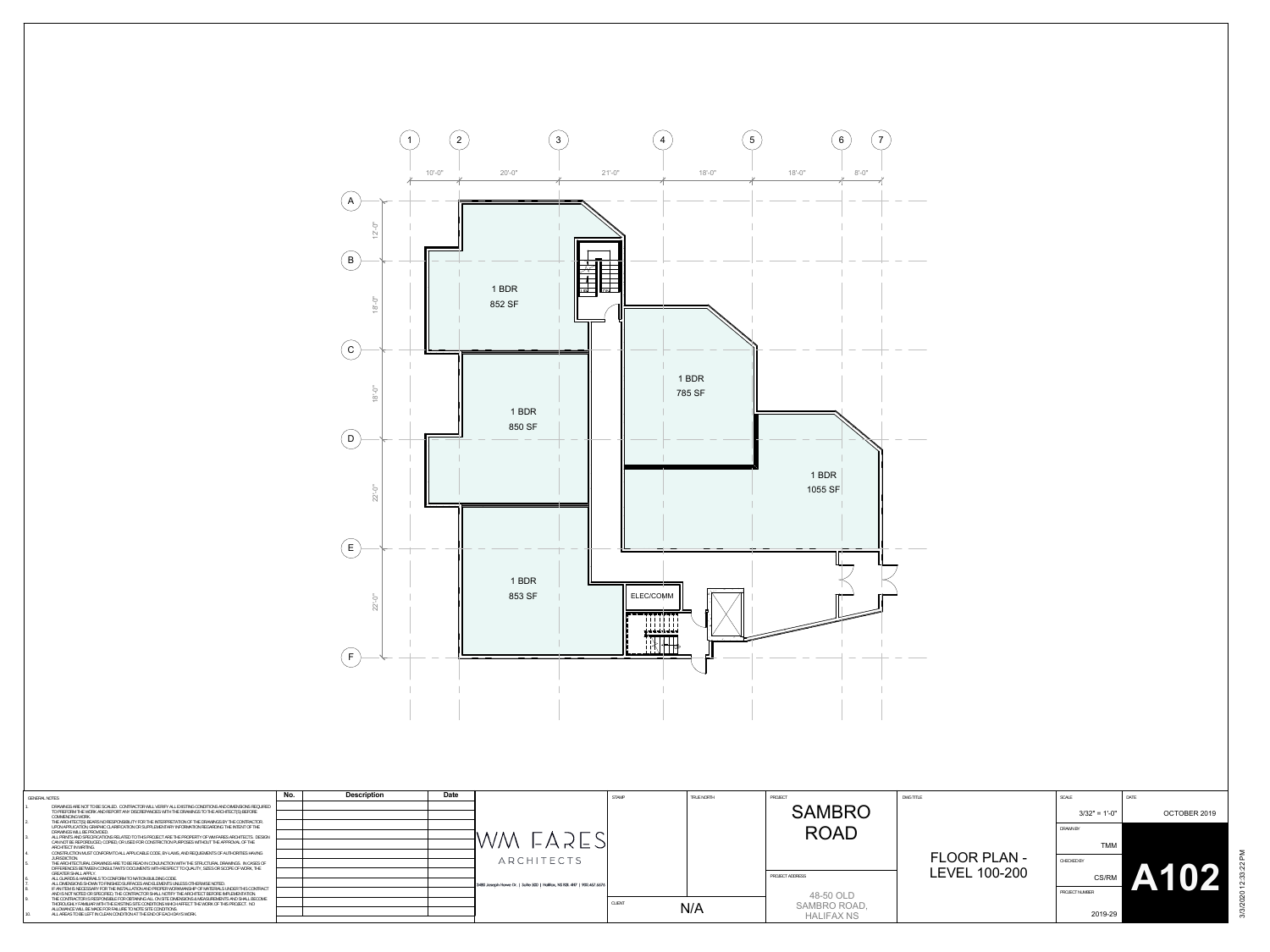# FLOOR PLAN - LEVEL 100-200

Grid lines: 1, 2, 3, 4, 5, 6, 7 (dimensions: 10'-0", 20'-0", 21'-0", 18'-0", 18'-0", 8'-0")

Grid lines: A, B, C, D, E, F (dimensions: 12'-0", 18'-0", 18'-0", 22'-0", 22'-0")

| Unit | Area |
|---|---|
| 1 BDR | 852 SF |
| 1 BDR | 850 SF |
| 1 BDR | 853 SF |
| 1 BDR | 785 SF |
| 1 BDR | 1055 SF |

ELEC/COMM

GENERAL NOTES

1. DRAWINGS ARE NOT TO BE SCALED. CONTRACTOR WILL VERIFY ALL EXISTING CONDITIONS AND DIMENSIONS REQUIRED TO PREFORM THE WORK AND REPORT ANY DISCREPANCIES WITH THE DRAWINGS TO THE ARCHITECT(S) BEFORE COMMENCING WORK.
2. THE ARCHITECT(S) BEARS NO RESPONSIBILITY FOR THE INTERPRETATION OF THE DRAWINGS BY THE CONTRACTOR. UPON APPLICATION, GRAPHIC CLARIFICATION OR SUPPLEMENTARY INFORMATION REGARDING THE INTENT OF THE DRAWINGS WILL BE PROVIDED.
3. ALL PRINTS AND SPECIFICATIONS RELATED TO THIS PROJECT ARE THE PROPERTY OF WM FARES ARCHITECTS. DESIGN CAN NOT BE REPRODUCED, COPIED, OR USED FOR CONSTRUCTION PURPOSES WITHOUT THE APPROVAL OF THE ARCHITECT IN WRITING.
4. CONSTRUCTION MUST CONFORM TO ALL APPLICABLE CODE, BY-LAWS, AND REQUIREMENTS OF AUTHORITIES HAVING JURISDICTION.
5. THE ARCHITECTURAL DRAWINGS ARE TO BE READ IN CONJUNCTION WITH THE STRUCTURAL DRAWINGS. IN CASES OF DIFFERENCES BETWEEN CONSULTANTS' DOCUMENTS WITH RESPECT TO QUALITY, SIZES OR SCOPE OF WORK, THE GREATER SHALL APPLY.
6. ALL GUARDS & HANDRAILS TO CONFORM TO NATION BUILDING CODE.
7. ALL DIMENSIONS SHOWN TO FINISHED SURFACES AND ELEMENTS UNLESS OTHERWISE NOTED.
8. IF AN ITEM IS NECESSARY FOR THE INSTALLATION AND PROPER WORKMANSHIP OF MATERIALS UNDER THIS CONTRACT AND IS NOT NOTED OR SPECIFIED, THE CONTRACTOR SHALL NOTIFY THE ARCHITECT BEFORE IMPLEMENTATION.
9. THE CONTRACTOR IS RESPONSIBLE FOR OBTAINING ALL ON SITE DIMENSIONS & MEASUREMENTS AND SHALL BECOME THOROUGHLY FAMILIAR WITH THE EXISTING SITE CONDITIONS WHICH AFFECT THE WORK OF THIS PROJECT. NO ALLOWANCE WILL BE MADE FOR FAILURE TO NOTE SITE CONDITIONS.
10. ALL AREAS TO BE LEFT IN CLEAN CONDITION AT THE END OF EACH DAYS WORK.

| No. | Description | Date |
|---|---|---|
| | | |

WM FARES ARCHITECTS

3480 Joseph Howe Dr. | Suite 500 | Halifax, NS B3L 4H7 | 902.457.6676

STAMP

TRUE NORTH

CLIENT: N/A

PROJECT: SAMBRO ROAD

PROJECT ADDRESS: 48-50 OLD SAMBRO ROAD, HALIFAX NS

DWG TITLE: FLOOR PLAN - LEVEL 100-200

SCALE: 3/32" = 1'-0"

DATE: OCTOBER 2019

DRAWN BY: TMM

CHECKED BY: CS/RM

PROJECT NUMBER: 2019-29

A102

3/3/2020 12:33:22 PM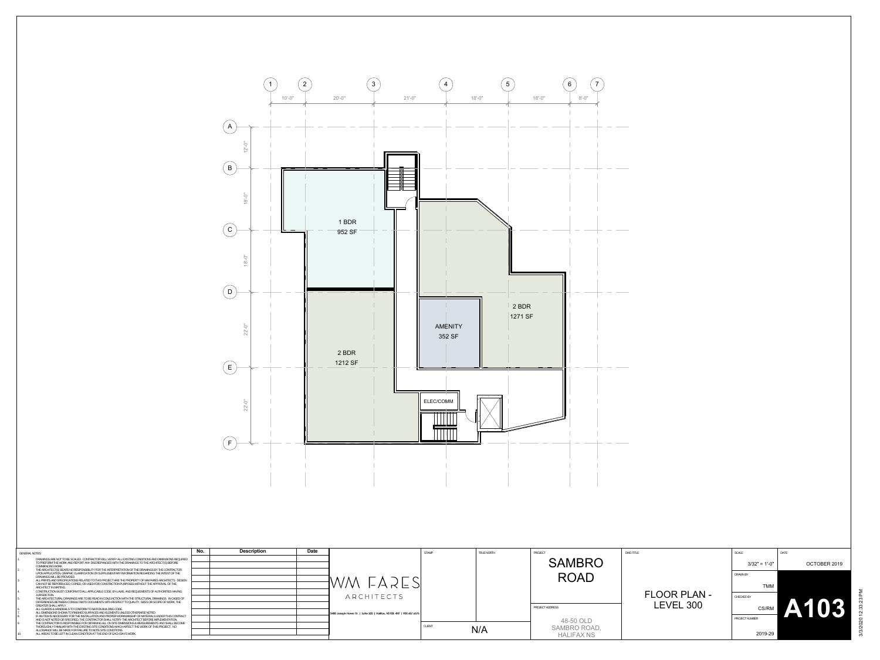1 2 3 4 5 6 7

10'-0" 20'-0" 21'-0" 18'-0" 18'-0" 8'-0"

A B C D E F

12'-0" 18'-0" 18'-0" 22'-0" 22'-0"

1 BDR
952 SF

2 BDR
1212 SF

AMENITY
352 SF

2 BDR
1271 SF

ELEC/COMM

GENERAL NOTES

1. DRAWINGS ARE NOT TO BE SCALED. CONTRACTOR WILL VERIFY ALL EXISTING CONDITIONS AND DIMENSIONS REQUIRED TO PERFORM THE WORK AND REPORT ANY DISCREPANCIES WITH THE DRAWINGS TO THE ARCHITECT(S) BEFORE COMMENCING WORK.
2. THE ARCHITECT(S) BEARS NO RESPONSIBILITY FOR THE INTERPRETATION OF THE DRAWINGS BY THE CONTRACTOR. UPON APPLICATION, GRAPHIC CLARIFICATION OR SUPPLEMENTARY INFORMATION REGARDING THE INTENT OF THE DRAWINGS WILL BE PROVIDED.
3. ALL PRINTS AND SPECIFICATIONS RELATED TO THIS PROJECT ARE THE PROPERTY OF WM FARES ARCHITECTS. DESIGN CAN NOT BE REPRODUCED, COPIED, OR USED FOR CONSTRUCTION PURPOSES WITHOUT THE APPROVAL OF THE ARCHITECT IN WRITING.
4. CONSTRUCTION MUST CONFORM TO ALL APPLICABLE CODE, BY-LAWS, AND REQUIREMENTS OF AUTHORITIES HAVING JURISDICTION.
5. THE ARCHITECTURAL DRAWINGS ARE TO BE READ IN CONJUNCTION WITH THE STRUCTURAL DRAWINGS. IN CASES OF DIFFERENCES BETWEEN CONSULTANTS' DOCUMENTS WITH RESPECT TO QUALITY, SIZES OR SCOPE OF WORK, THE GREATER SHALL APPLY.
6. ALL GUARDS & HANDRAILS TO CONFORM TO NATION BUILDING CODE.
7. ALL DIMENSIONS SHOWN TO FINISHED SURFACES AND ELEMENTS UNLESS OTHERWISE NOTED.
8. IF AN ITEM IS NECESSARY FOR THE INSTALLATION AND PROPER WORKMANSHIP OF MATERIALS UNDER THIS CONTRACT AND IS NOT NOTED OR SPECIFIED, THE CONTRACTOR SHALL NOTIFY THE ARCHITECT BEFORE IMPLEMENTATION.
9. THE CONTRACTOR IS RESPONSIBLE FOR OBTAINING ALL ON SITE DIMENSIONS & MEASUREMENTS AND SHALL BECOME THOROUGHLY FAMILIAR WITH THE EXISTING SITE CONDITIONS WHICH AFFECT THE WORK OF THIS PROJECT. NO ALLOWANCE WILL BE MADE FOR FAILURE TO NOTE SITE CONDITIONS.
10. ALL AREAS TO BE LEFT IN CLEAN CONDITION AT THE END OF EACH DAYS WORK.

| No. | Description | Date |
|---|---|---|
| | | |

WM FARES ARCHITECTS

3480 Joseph Howe Dr. | Suite 500 | Halifax, NS B3L 4H7 | 902.457.6676

STAMP

TRUE NORTH

CLIENT: N/A

PROJECT: SAMBRO ROAD

PROJECT ADDRESS: 48-50 OLD SAMBRO ROAD, HALIFAX NS

DWG TITLE: FLOOR PLAN - LEVEL 300

SCALE: 3/32" = 1'-0"

DATE: OCTOBER 2019

DRAWN BY: TMM

CHECKED BY: CS/RM

PROJECT NUMBER: 2019-29

A103

3/3/2020 12:33:23 PM